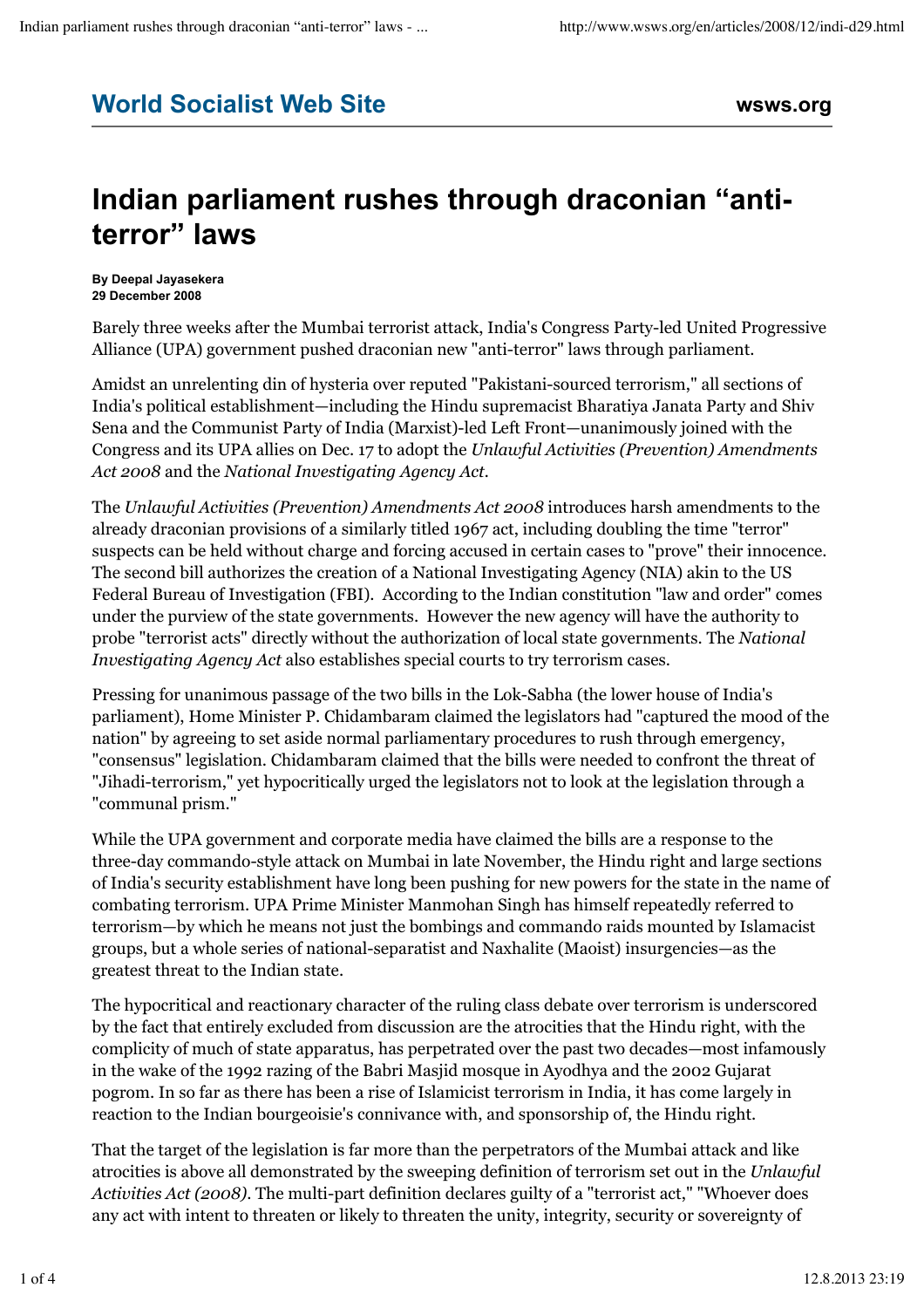**World Socialist Web Site** **wsws.org**

# Indian parliament rushes through draconian “anti-terror” laws

**By Deepal Jayasekera**
**29 December 2008**

Barely three weeks after the Mumbai terrorist attack, India's Congress Party-led United Progressive Alliance (UPA) government pushed draconian new "anti-terror" laws through parliament.

Amidst an unrelenting din of hysteria over reputed "Pakistani-sourced terrorism," all sections of India's political establishment—including the Hindu supremacist Bharatiya Janata Party and Shiv Sena and the Communist Party of India (Marxist)-led Left Front—unanimously joined with the Congress and its UPA allies on Dec. 17 to adopt the *Unlawful Activities (Prevention) Amendments Act 2008* and the *National Investigating Agency Act*.

The *Unlawful Activities (Prevention) Amendments Act 2008* introduces harsh amendments to the already draconian provisions of a similarly titled 1967 act, including doubling the time "terror" suspects can be held without charge and forcing accused in certain cases to "prove" their innocence. The second bill authorizes the creation of a National Investigating Agency (NIA) akin to the US Federal Bureau of Investigation (FBI). According to the Indian constitution "law and order" comes under the purview of the state governments. However the new agency will have the authority to probe "terrorist acts" directly without the authorization of local state governments. The *National Investigating Agency Act* also establishes special courts to try terrorism cases.

Pressing for unanimous passage of the two bills in the Lok-Sabha (the lower house of India's parliament), Home Minister P. Chidambaram claimed the legislators had "captured the mood of the nation" by agreeing to set aside normal parliamentary procedures to rush through emergency, "consensus" legislation. Chidambaram claimed that the bills were needed to confront the threat of "Jihadi-terrorism," yet hypocritically urged the legislators not to look at the legislation through a "communal prism."

While the UPA government and corporate media have claimed the bills are a response to the three-day commando-style attack on Mumbai in late November, the Hindu right and large sections of India's security establishment have long been pushing for new powers for the state in the name of combating terrorism. UPA Prime Minister Manmohan Singh has himself repeatedly referred to terrorism—by which he means not just the bombings and commando raids mounted by Islamacist groups, but a whole series of national-separatist and Naxhalite (Maoist) insurgencies—as the greatest threat to the Indian state.

The hypocritical and reactionary character of the ruling class debate over terrorism is underscored by the fact that entirely excluded from discussion are the atrocities that the Hindu right, with the complicity of much of state apparatus, has perpetrated over the past two decades—most infamously in the wake of the 1992 razing of the Babri Masjid mosque in Ayodhya and the 2002 Gujarat pogrom. In so far as there has been a rise of Islamicist terrorism in India, it has come largely in reaction to the Indian bourgeoisie's connivance with, and sponsorship of, the Hindu right.

That the target of the legislation is far more than the perpetrators of the Mumbai attack and like atrocities is above all demonstrated by the sweeping definition of terrorism set out in the *Unlawful Activities Act (2008)*. The multi-part definition declares guilty of a "terrorist act," "Whoever does any act with intent to threaten or likely to threaten the unity, integrity, security or sovereignty of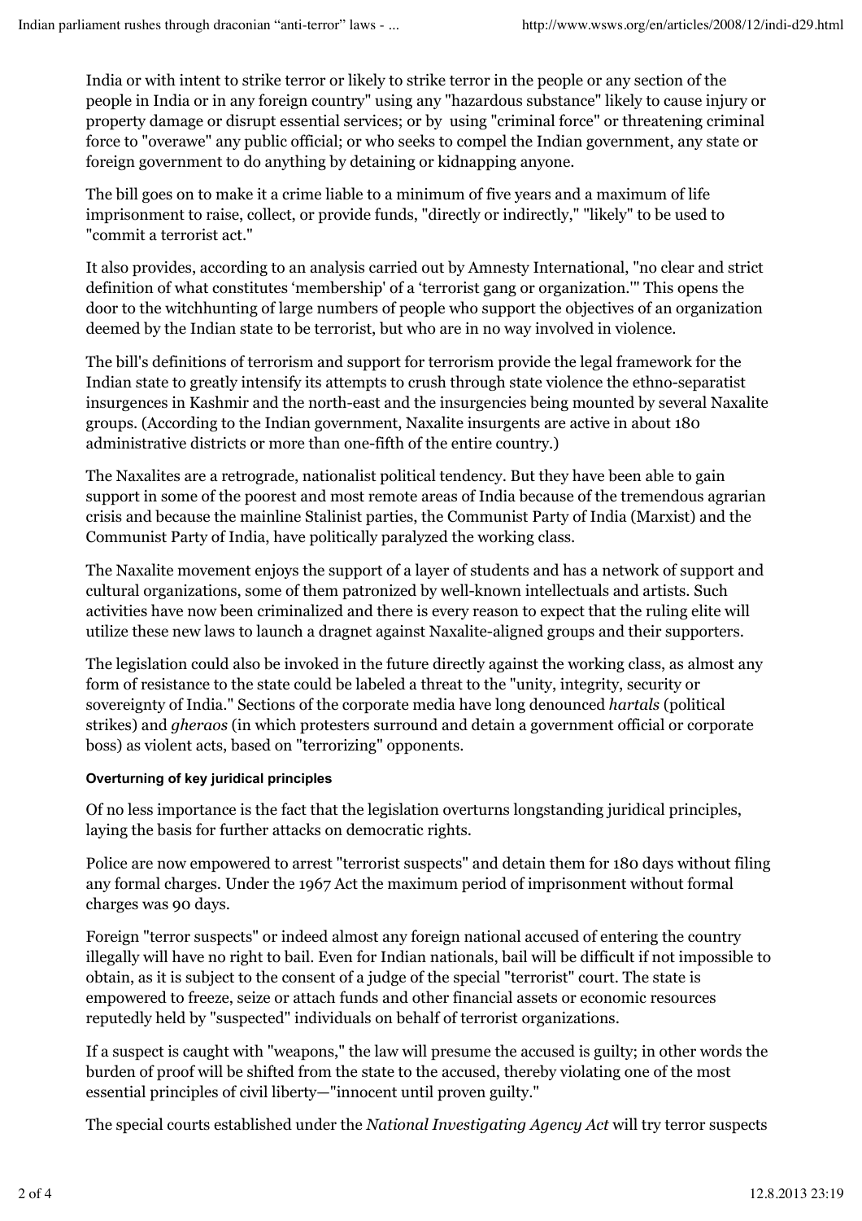India or with intent to strike terror or likely to strike terror in the people or any section of the people in India or in any foreign country" using any "hazardous substance" likely to cause injury or property damage or disrupt essential services; or by using "criminal force" or threatening criminal force to "overawe" any public official; or who seeks to compel the Indian government, any state or foreign government to do anything by detaining or kidnapping anyone.

The bill goes on to make it a crime liable to a minimum of five years and a maximum of life imprisonment to raise, collect, or provide funds, "directly or indirectly," "likely" to be used to "commit a terrorist act."

It also provides, according to an analysis carried out by Amnesty International, "no clear and strict definition of what constitutes 'membership' of a 'terrorist gang or organization.'" This opens the door to the witchhunting of large numbers of people who support the objectives of an organization deemed by the Indian state to be terrorist, but who are in no way involved in violence.

The bill's definitions of terrorism and support for terrorism provide the legal framework for the Indian state to greatly intensify its attempts to crush through state violence the ethno-separatist insurgences in Kashmir and the north-east and the insurgencies being mounted by several Naxalite groups. (According to the Indian government, Naxalite insurgents are active in about 180 administrative districts or more than one-fifth of the entire country.)

The Naxalites are a retrograde, nationalist political tendency. But they have been able to gain support in some of the poorest and most remote areas of India because of the tremendous agrarian crisis and because the mainline Stalinist parties, the Communist Party of India (Marxist) and the Communist Party of India, have politically paralyzed the working class.

The Naxalite movement enjoys the support of a layer of students and has a network of support and cultural organizations, some of them patronized by well-known intellectuals and artists. Such activities have now been criminalized and there is every reason to expect that the ruling elite will utilize these new laws to launch a dragnet against Naxalite-aligned groups and their supporters.

The legislation could also be invoked in the future directly against the working class, as almost any form of resistance to the state could be labeled a threat to the "unity, integrity, security or sovereignty of India." Sections of the corporate media have long denounced *hartals* (political strikes) and *gheraos* (in which protesters surround and detain a government official or corporate boss) as violent acts, based on "terrorizing" opponents.

#### Overturning of key juridical principles

Of no less importance is the fact that the legislation overturns longstanding juridical principles, laying the basis for further attacks on democratic rights.

Police are now empowered to arrest "terrorist suspects" and detain them for 180 days without filing any formal charges. Under the 1967 Act the maximum period of imprisonment without formal charges was 90 days.

Foreign "terror suspects" or indeed almost any foreign national accused of entering the country illegally will have no right to bail. Even for Indian nationals, bail will be difficult if not impossible to obtain, as it is subject to the consent of a judge of the special "terrorist" court. The state is empowered to freeze, seize or attach funds and other financial assets or economic resources reputedly held by "suspected" individuals on behalf of terrorist organizations.

If a suspect is caught with "weapons," the law will presume the accused is guilty; in other words the burden of proof will be shifted from the state to the accused, thereby violating one of the most essential principles of civil liberty—"innocent until proven guilty."

The special courts established under the *National Investigating Agency Act* will try terror suspects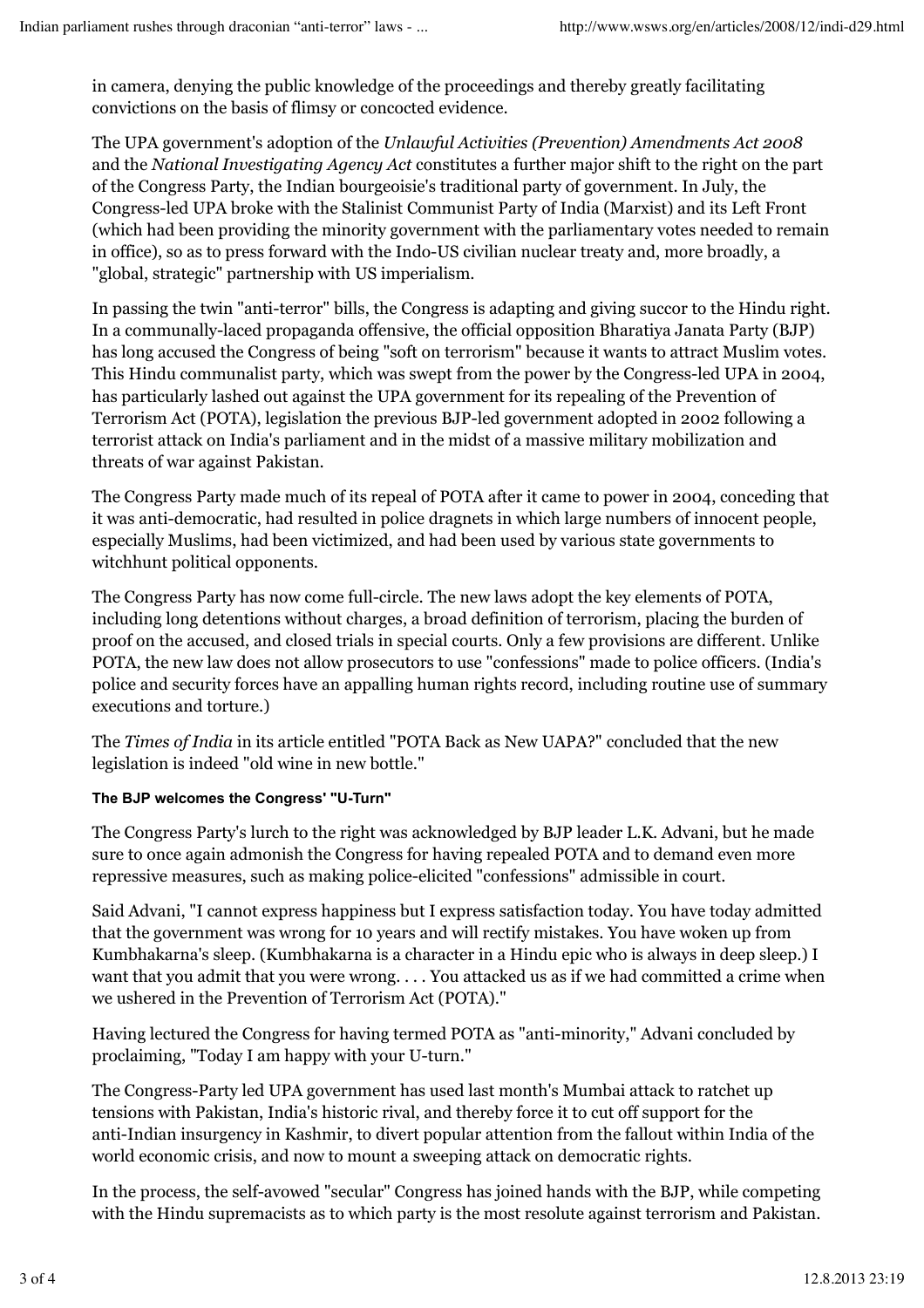in camera, denying the public knowledge of the proceedings and thereby greatly facilitating convictions on the basis of flimsy or concocted evidence.

The UPA government's adoption of the *Unlawful Activities (Prevention) Amendments Act 2008* and the *National Investigating Agency Act* constitutes a further major shift to the right on the part of the Congress Party, the Indian bourgeoisie's traditional party of government. In July, the Congress-led UPA broke with the Stalinist Communist Party of India (Marxist) and its Left Front (which had been providing the minority government with the parliamentary votes needed to remain in office), so as to press forward with the Indo-US civilian nuclear treaty and, more broadly, a "global, strategic" partnership with US imperialism.

In passing the twin "anti-terror" bills, the Congress is adapting and giving succor to the Hindu right. In a communally-laced propaganda offensive, the official opposition Bharatiya Janata Party (BJP) has long accused the Congress of being "soft on terrorism" because it wants to attract Muslim votes. This Hindu communalist party, which was swept from the power by the Congress-led UPA in 2004, has particularly lashed out against the UPA government for its repealing of the Prevention of Terrorism Act (POTA), legislation the previous BJP-led government adopted in 2002 following a terrorist attack on India's parliament and in the midst of a massive military mobilization and threats of war against Pakistan.

The Congress Party made much of its repeal of POTA after it came to power in 2004, conceding that it was anti-democratic, had resulted in police dragnets in which large numbers of innocent people, especially Muslims, had been victimized, and had been used by various state governments to witchhunt political opponents.

The Congress Party has now come full-circle. The new laws adopt the key elements of POTA, including long detentions without charges, a broad definition of terrorism, placing the burden of proof on the accused, and closed trials in special courts. Only a few provisions are different. Unlike POTA, the new law does not allow prosecutors to use "confessions" made to police officers. (India's police and security forces have an appalling human rights record, including routine use of summary executions and torture.)

The *Times of India* in its article entitled "POTA Back as New UAPA?" concluded that the new legislation is indeed "old wine in new bottle."

#### The BJP welcomes the Congress' "U-Turn"

The Congress Party's lurch to the right was acknowledged by BJP leader L.K. Advani, but he made sure to once again admonish the Congress for having repealed POTA and to demand even more repressive measures, such as making police-elicited "confessions" admissible in court.

Said Advani, "I cannot express happiness but I express satisfaction today. You have today admitted that the government was wrong for 10 years and will rectify mistakes. You have woken up from Kumbhakarna's sleep. (Kumbhakarna is a character in a Hindu epic who is always in deep sleep.) I want that you admit that you were wrong. . . . You attacked us as if we had committed a crime when we ushered in the Prevention of Terrorism Act (POTA)."

Having lectured the Congress for having termed POTA as "anti-minority," Advani concluded by proclaiming, "Today I am happy with your U-turn."

The Congress-Party led UPA government has used last month's Mumbai attack to ratchet up tensions with Pakistan, India's historic rival, and thereby force it to cut off support for the anti-Indian insurgency in Kashmir, to divert popular attention from the fallout within India of the world economic crisis, and now to mount a sweeping attack on democratic rights.

In the process, the self-avowed "secular" Congress has joined hands with the BJP, while competing with the Hindu supremacists as to which party is the most resolute against terrorism and Pakistan.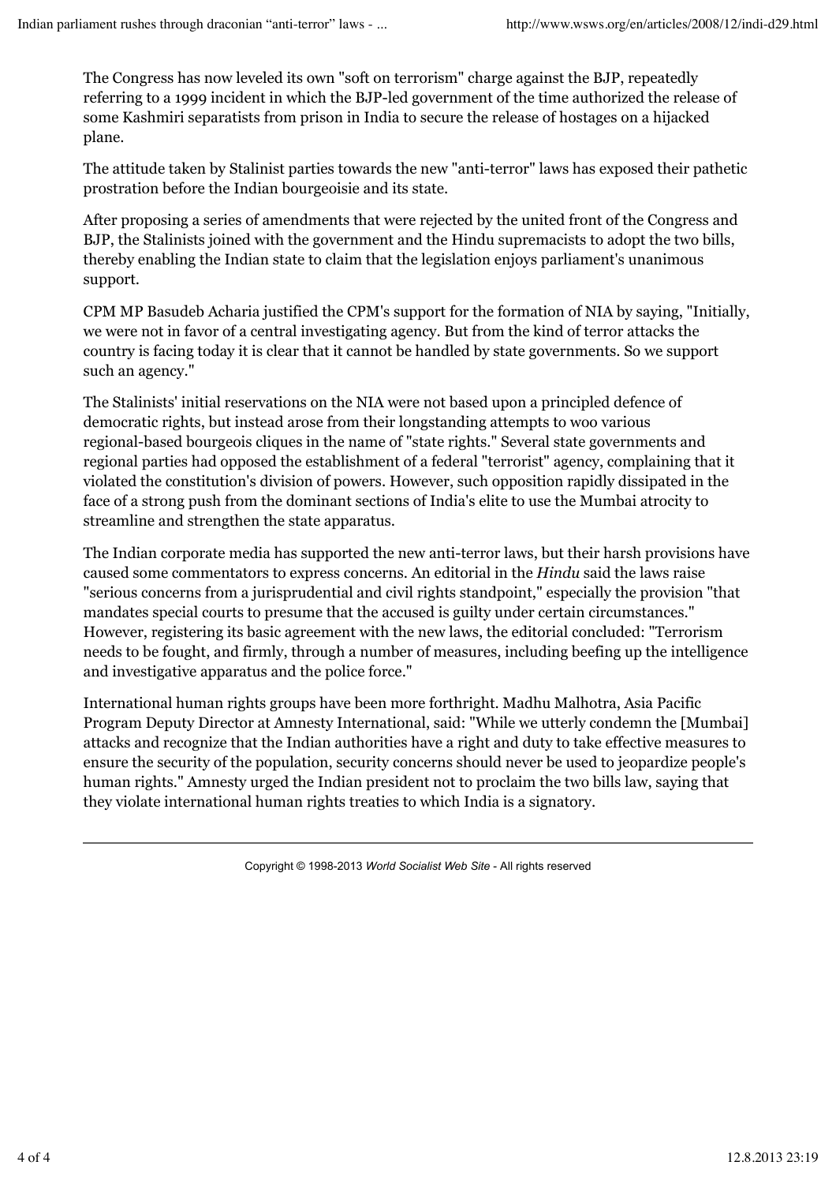The Congress has now leveled its own "soft on terrorism" charge against the BJP, repeatedly referring to a 1999 incident in which the BJP-led government of the time authorized the release of some Kashmiri separatists from prison in India to secure the release of hostages on a hijacked plane.

The attitude taken by Stalinist parties towards the new "anti-terror" laws has exposed their pathetic prostration before the Indian bourgeoisie and its state.

After proposing a series of amendments that were rejected by the united front of the Congress and BJP, the Stalinists joined with the government and the Hindu supremacists to adopt the two bills, thereby enabling the Indian state to claim that the legislation enjoys parliament's unanimous support.

CPM MP Basudeb Acharia justified the CPM's support for the formation of NIA by saying, "Initially, we were not in favor of a central investigating agency. But from the kind of terror attacks the country is facing today it is clear that it cannot be handled by state governments. So we support such an agency."

The Stalinists' initial reservations on the NIA were not based upon a principled defence of democratic rights, but instead arose from their longstanding attempts to woo various regional-based bourgeois cliques in the name of "state rights." Several state governments and regional parties had opposed the establishment of a federal "terrorist" agency, complaining that it violated the constitution's division of powers. However, such opposition rapidly dissipated in the face of a strong push from the dominant sections of India's elite to use the Mumbai atrocity to streamline and strengthen the state apparatus.

The Indian corporate media has supported the new anti-terror laws, but their harsh provisions have caused some commentators to express concerns. An editorial in the *Hindu* said the laws raise "serious concerns from a jurisprudential and civil rights standpoint," especially the provision "that mandates special courts to presume that the accused is guilty under certain circumstances." However, registering its basic agreement with the new laws, the editorial concluded: "Terrorism needs to be fought, and firmly, through a number of measures, including beefing up the intelligence and investigative apparatus and the police force."

International human rights groups have been more forthright. Madhu Malhotra, Asia Pacific Program Deputy Director at Amnesty International, said: "While we utterly condemn the [Mumbai] attacks and recognize that the Indian authorities have a right and duty to take effective measures to ensure the security of the population, security concerns should never be used to jeopardize people's human rights." Amnesty urged the Indian president not to proclaim the two bills law, saying that they violate international human rights treaties to which India is a signatory.

---

Copyright © 1998-2013 *World Socialist Web Site* - All rights reserved